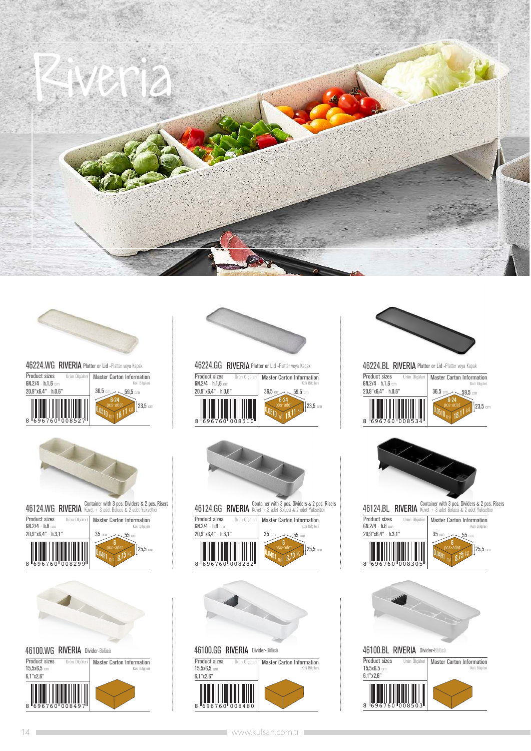# Riveria

### 46224.WG RIVERIA Platter or Lid -Platter veya Kapak

| Product sizes / Ürün Ölçüleri | Master Carton Information / Koli Bilgileri |
|---|---|
| GN.2/4 · h.1,6 cm | 36,5 cm · 59,5 cm · 23,5 cm |
| 20,9"x6,4" · h.0,6" | 6-24 pcs-adet · 0,0510 m³ · 18,11 kg |
| 8 696760 008527 | |

### 46224.GG RIVERIA Platter or Lid -Platter veya Kapak

| Product sizes / Ürün Ölçüleri | Master Carton Information / Koli Bilgileri |
|---|---|
| GN.2/4 · h.1,6 cm | 36,5 cm · 59,5 cm · 23,5 cm |
| 20,9"x6,4" · h.0,6" | 6-24 pcs-adet · 0,0510 m³ · 18,11 kg |
| 8 696760 008510 | |

### 46224.BL RIVERIA Platter or Lid -Platter veya Kapak

| Product sizes / Ürün Ölçüleri | Master Carton Information / Koli Bilgileri |
|---|---|
| GN.2/4 · h.1,6 cm | 36,5 cm · 59,5 cm · 23,5 cm |
| 20,9"x6,4" · h.0,6" | 6-24 pcs-adet · 0,0510 m³ · 18,11 kg |
| 8 696760 008534 | |

### 46124.WG RIVERIA Container with 3 pcs. Dividers & 2 pcs. Risers Küvet + 3 adet Bölücü & 2 adet Yükseltici

| Product sizes / Ürün Ölçüleri | Master Carton Information / Koli Bilgileri |
|---|---|
| GN.2/4 · h.8 cm | 35 cm · 55 cm · 25,5 cm |
| 20,9"x6,4" · h.3,1" | 6 pcs-adet · 0,0491 m³ · 8,75 kg |
| 8 696760 008299 | |

### 46124.GG RIVERIA Container with 3 pcs. Dividers & 2 pcs. Risers Küvet + 3 adet Bölücü & 2 adet Yükseltici

| Product sizes / Ürün Ölçüleri | Master Carton Information / Koli Bilgileri |
|---|---|
| GN.2/4 · h.8 cm | 35 cm · 55 cm · 25,5 cm |
| 20,9"x6,4" · h.3,1" | 6 pcs-adet · 0,0491 m³ · 8,75 kg |
| 8 696760 008282 | |

### 46124.BL RIVERIA Container with 3 pcs. Dividers & 2 pcs. Risers Küvet + 3 adet Bölücü & 2 adet Yükseltici

| Product sizes / Ürün Ölçüleri | Master Carton Information / Koli Bilgileri |
|---|---|
| GN.2/4 · h.8 cm | 35 cm · 55 cm · 25,5 cm |
| 20,9"x6,4" · h.3,1" | 6 pcs-adet · 0,0491 m³ · 8,75 kg |
| 8 696760 008305 | |

### 46100.WG RIVERIA Divider-Bölücü

| Product sizes / Ürün Ölçüleri | Master Carton Information / Koli Bilgileri |
|---|---|
| 15,5x6,5 cm | |
| 6,1"x2,6" | |
| 8 696760 008497 | |

### 46100.GG RIVERIA Divider-Bölücü

| Product sizes / Ürün Ölçüleri | Master Carton Information / Koli Bilgileri |
|---|---|
| 15,5x6,5 cm | |
| 6,1"x2,6" | |
| 8 696760 008480 | |

### 46100.BL RIVERIA Divider-Bölücü

| Product sizes / Ürün Ölçüleri | Master Carton Information / Koli Bilgileri |
|---|---|
| 15,5x6,5 cm | |
| 6,1"x2,6" | |
| 8 696760 008503 | |

www.kulsan.com.tr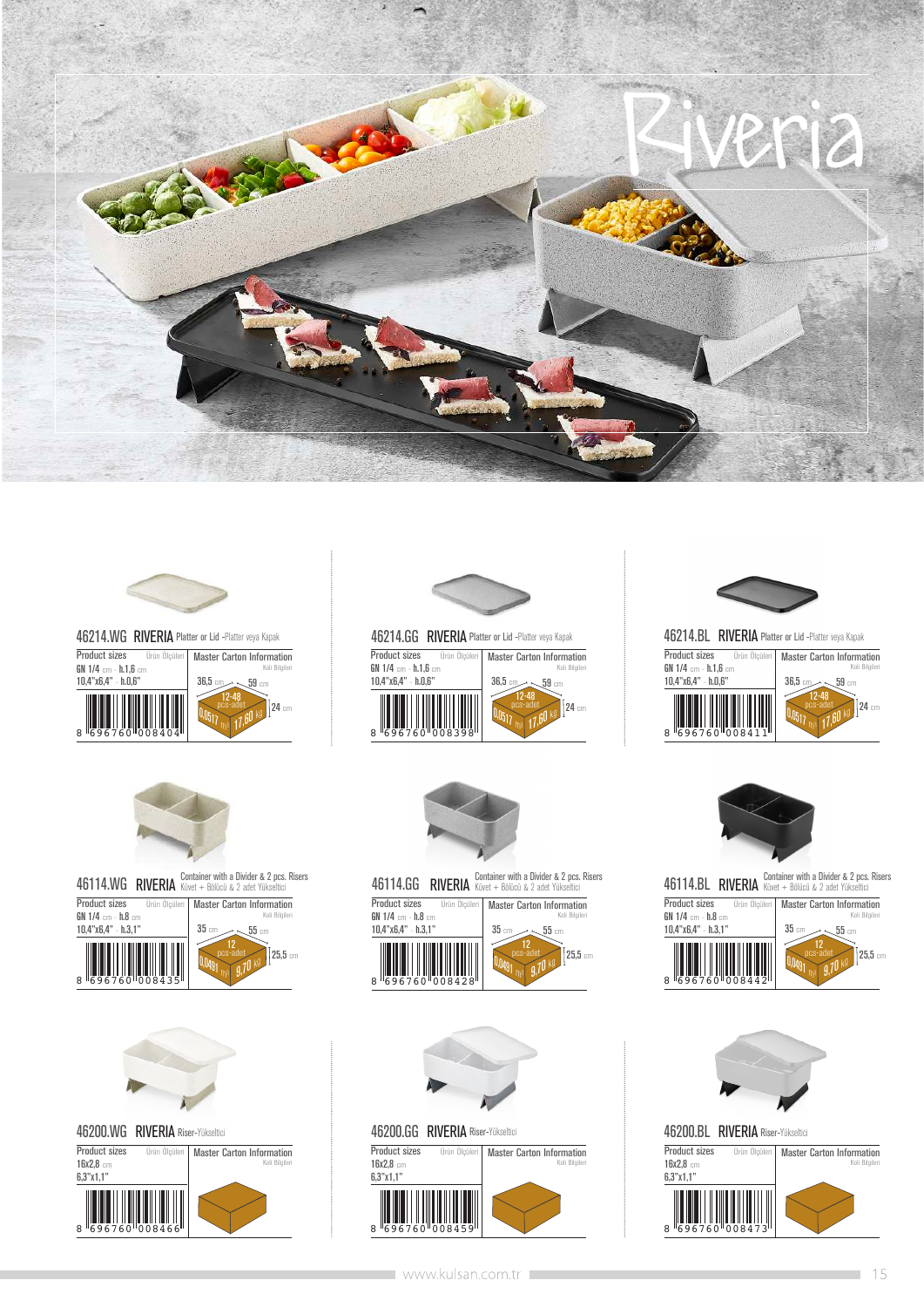# Riveria

## 46214.WG RIVERIA Platter or Lid -Platter veya Kapak

| Product sizes Ürün Ölçüleri | Master Carton Information Koli Bilgileri |
|---|---|
| GN 1/4 cm - h.1,6 cm | 36,5 cm - 59 cm - 24 cm |
| 10,4"x6,4" - h.0,6" | 12-48 pcs-adet - 0,0517 m³ - 17,60 kg |
| 8 696760 008404 | |

## 46214.GG RIVERIA Platter or Lid -Platter veya Kapak

| Product sizes Ürün Ölçüleri | Master Carton Information Koli Bilgileri |
|---|---|
| GN 1/4 cm - h.1,6 cm | 36,5 cm - 59 cm - 24 cm |
| 10,4"x6,4" - h.0,6" | 12-48 pcs-adet - 0,0517 m³ - 17,60 kg |
| 8 696760 008398 | |

## 46214.BL RIVERIA Platter or Lid -Platter veya Kapak

| Product sizes Ürün Ölçüleri | Master Carton Information Koli Bilgileri |
|---|---|
| GN 1/4 cm - h.1,6 cm | 36,5 cm - 59 cm - 24 cm |
| 10,4"x6,4" - h.0,6" | 12-48 pcs-adet - 0,0517 m³ - 17,60 kg |
| 8 696760 008411 | |

## 46114.WG RIVERIA Container with a Divider & 2 pcs. Risers Küvet + Bölücü & 2 adet Yükseltici

| Product sizes Ürün Ölçüleri | Master Carton Information Koli Bilgileri |
|---|---|
| GN 1/4 cm - h.8 cm | 35 cm - 55 cm - 25,5 cm |
| 10,4"x6,4" - h.3,1" | 12 pcs-adet - 0,0491 m³ - 9,70 kg |
| 8 696760 008435 | |

## 46114.GG RIVERIA Container with a Divider & 2 pcs. Risers Küvet + Bölücü & 2 adet Yükseltici

| Product sizes Ürün Ölçüleri | Master Carton Information Koli Bilgileri |
|---|---|
| GN 1/4 cm - h.8 cm | 35 cm - 55 cm - 25,5 cm |
| 10,4"x6,4" - h.3,1" | 12 pcs-adet - 0,0491 m³ - 9,70 kg |
| 8 696760 008428 | |

## 46114.BL RIVERIA Container with a Divider & 2 pcs. Risers Küvet + Bölücü & 2 adet Yükseltici

| Product sizes Ürün Ölçüleri | Master Carton Information Koli Bilgileri |
|---|---|
| GN 1/4 cm - h.8 cm | 35 cm - 55 cm - 25,5 cm |
| 10,4"x6,4" - h.3,1" | 12 pcs-adet - 0,0491 m³ - 9,70 kg |
| 8 696760 008442 | |

## 46200.WG RIVERIA Riser-Yükseltici

| Product sizes Ürün Ölçüleri | Master Carton Information Koli Bilgileri |
|---|---|
| 16x2,8 cm | |
| 6,3"x1,1" | |
| 8 696760 008466 | |

## 46200.GG RIVERIA Riser-Yükseltici

| Product sizes Ürün Ölçüleri | Master Carton Information Koli Bilgileri |
|---|---|
| 16x2,8 cm | |
| 6,3"x1,1" | |
| 8 696760 008459 | |

## 46200.BL RIVERIA Riser-Yükseltici

| Product sizes Ürün Ölçüleri | Master Carton Information Koli Bilgileri |
|---|---|
| 16x2,8 cm | |
| 6,3"x1,1" | |
| 8 696760 008473 | |

www.kulsan.com.tr